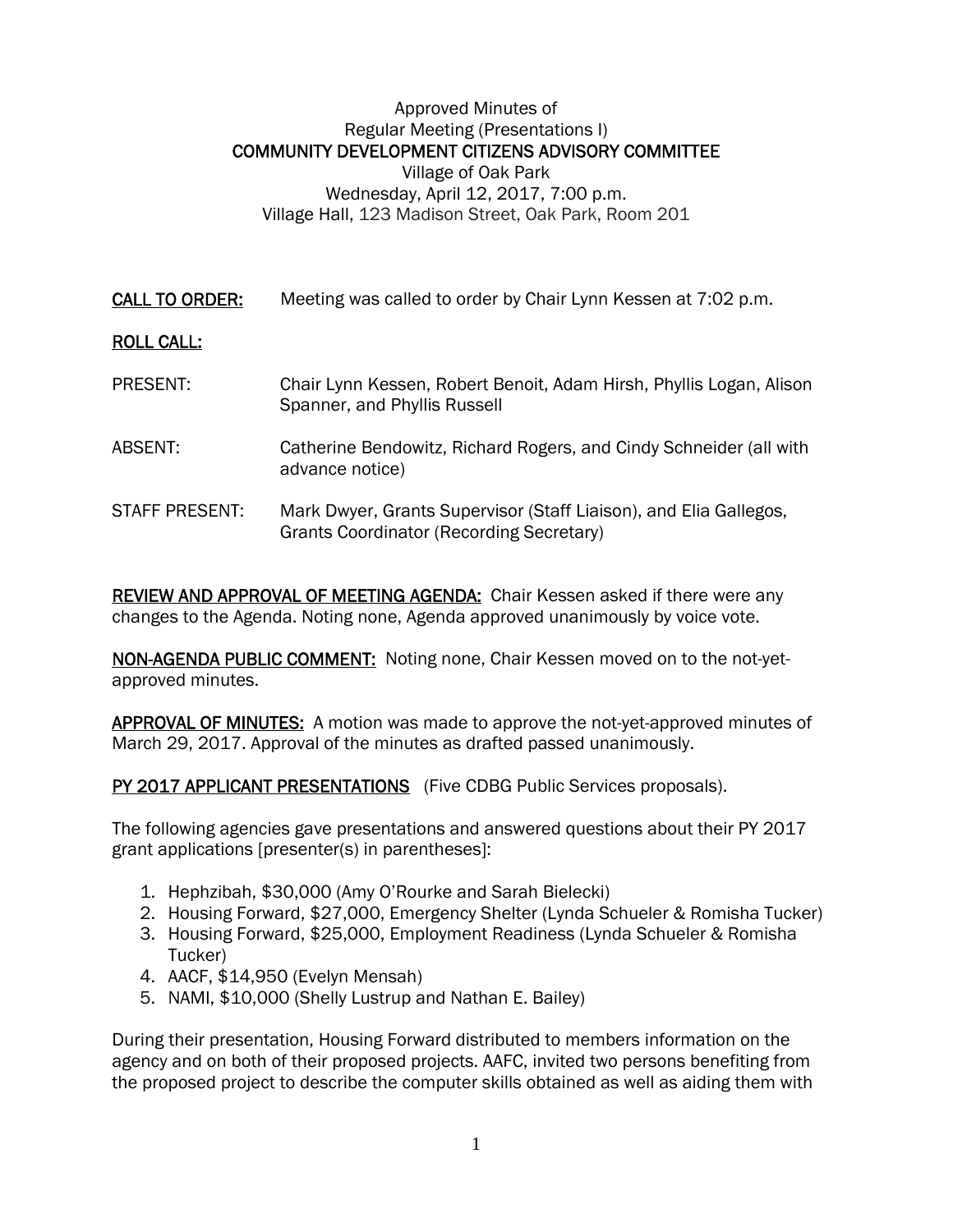Approved Minutes of
Regular Meeting (Presentations I)
**COMMUNITY DEVELOPMENT CITIZENS ADVISORY COMMITTEE**
Village of Oak Park
Wednesday, April 12, 2017, 7:00 p.m.
Village Hall, 123 Madison Street, Oak Park, Room 201

**CALL TO ORDER:** Meeting was called to order by Chair Lynn Kessen at 7:02 p.m.

**ROLL CALL:**

PRESENT: Chair Lynn Kessen, Robert Benoit, Adam Hirsh, Phyllis Logan, Alison Spanner, and Phyllis Russell

ABSENT: Catherine Bendowitz, Richard Rogers, and Cindy Schneider (all with advance notice)

STAFF PRESENT: Mark Dwyer, Grants Supervisor (Staff Liaison), and Elia Gallegos, Grants Coordinator (Recording Secretary)

**REVIEW AND APPROVAL OF MEETING AGENDA:** Chair Kessen asked if there were any changes to the Agenda. Noting none, Agenda approved unanimously by voice vote.

**NON-AGENDA PUBLIC COMMENT:** Noting none, Chair Kessen moved on to the not-yet-approved minutes.

**APPROVAL OF MINUTES:** A motion was made to approve the not-yet-approved minutes of March 29, 2017. Approval of the minutes as drafted passed unanimously.

**PY 2017 APPLICANT PRESENTATIONS** (Five CDBG Public Services proposals).

The following agencies gave presentations and answered questions about their PY 2017 grant applications [presenter(s) in parentheses]:

1. Hephzibah, $30,000 (Amy O'Rourke and Sarah Bielecki)
2. Housing Forward, $27,000, Emergency Shelter (Lynda Schueler & Romisha Tucker)
3. Housing Forward, $25,000, Employment Readiness (Lynda Schueler & Romisha Tucker)
4. AACF, $14,950 (Evelyn Mensah)
5. NAMI, $10,000 (Shelly Lustrup and Nathan E. Bailey)

During their presentation, Housing Forward distributed to members information on the agency and on both of their proposed projects. AAFC, invited two persons benefiting from the proposed project to describe the computer skills obtained as well as aiding them with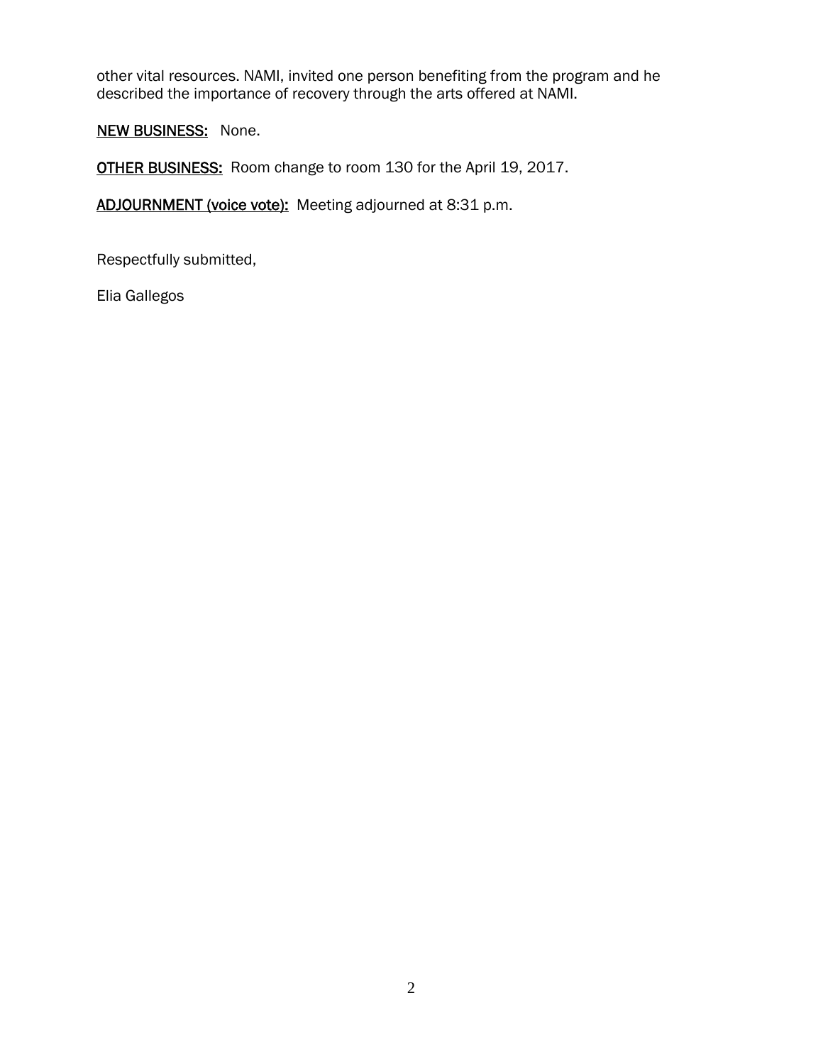other vital resources. NAMI, invited one person benefiting from the program and he described the importance of recovery through the arts offered at NAMI.

**NEW BUSINESS:** None.

**OTHER BUSINESS:** Room change to room 130 for the April 19, 2017.

**ADJOURNMENT (voice vote):** Meeting adjourned at 8:31 p.m.

Respectfully submitted,

Elia Gallegos